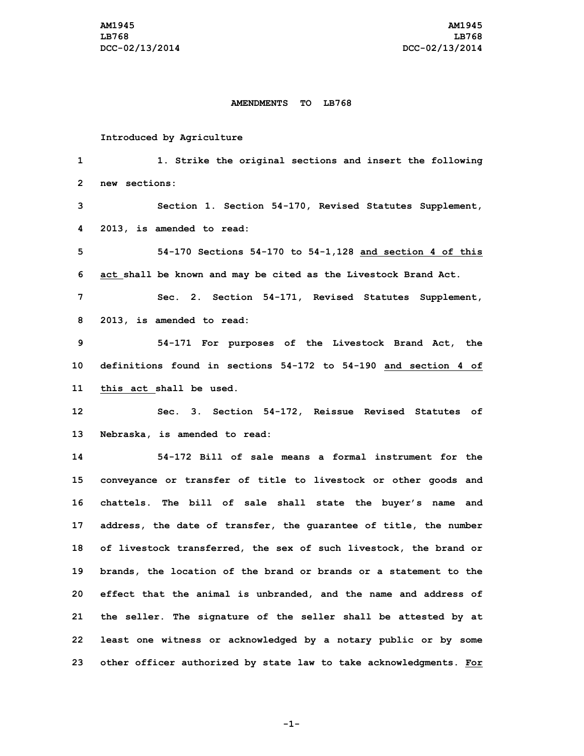**AMENDMENTS TO LB768**

Introduced by Agriculture

1. Strike the original sections and insert the following new sections:

Section 1. Section 54-170, Revised Statutes Supplement, 2013, is amended to read:

54-170 Sections 54-170 to 54-1,128 <u>and section 4 of this act</u> shall be known and may be cited as the Livestock Brand Act.

Sec. 2. Section 54-171, Revised Statutes Supplement, 2013, is amended to read:

54-171 For purposes of the Livestock Brand Act, the definitions found in sections 54-172 to 54-190 <u>and section 4 of this act</u> shall be used.

Sec. 3. Section 54-172, Reissue Revised Statutes of Nebraska, is amended to read:

54-172 Bill of sale means a formal instrument for the conveyance or transfer of title to livestock or other goods and chattels. The bill of sale shall state the buyer's name and address, the date of transfer, the guarantee of title, the number of livestock transferred, the sex of such livestock, the brand or brands, the location of the brand or brands or a statement to the effect that the animal is unbranded, and the name and address of the seller. The signature of the seller shall be attested by at least one witness or acknowledged by a notary public or by some other officer authorized by state law to take acknowledgments. <u>For</u>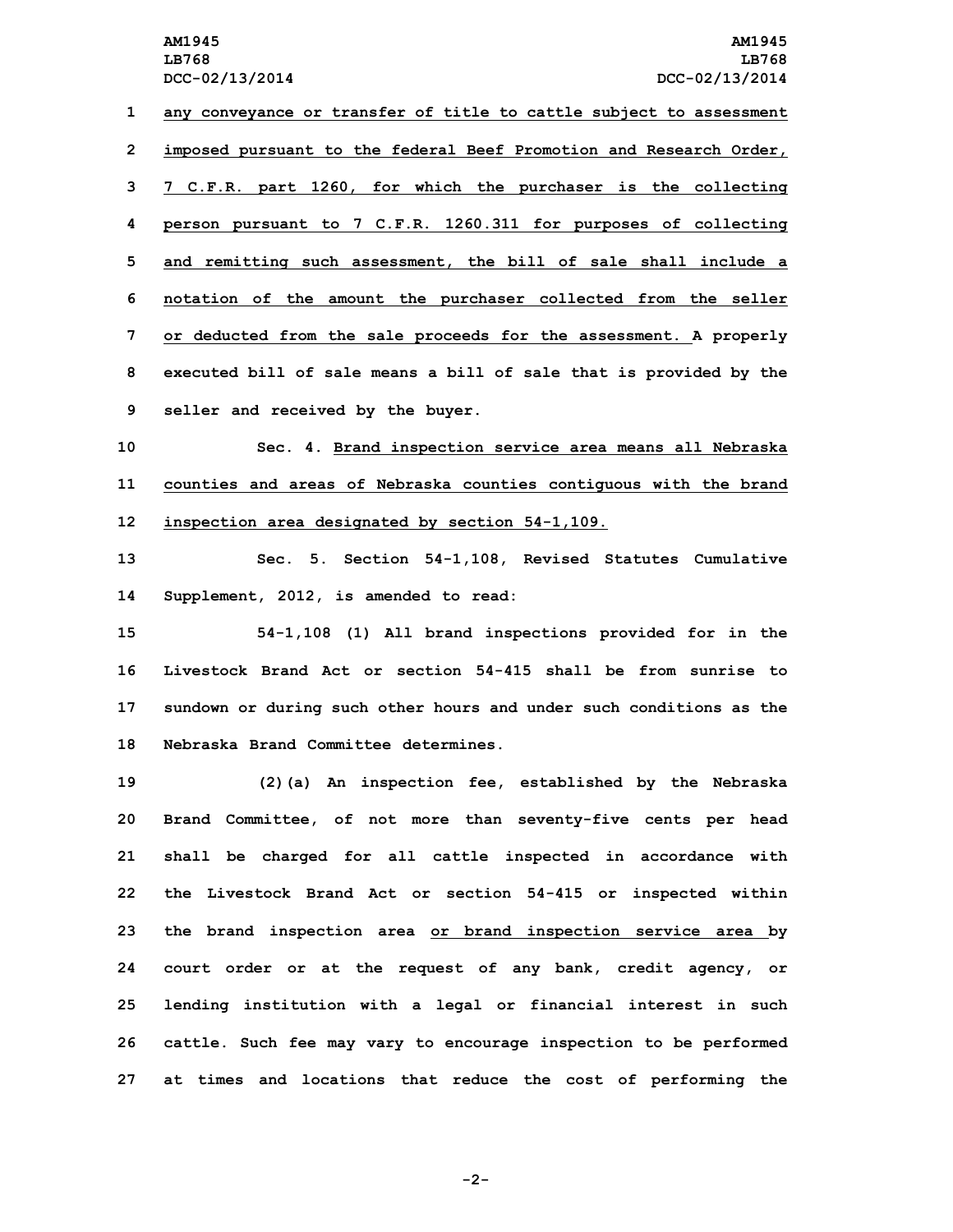any conveyance or transfer of title to cattle subject to assessment imposed pursuant to the federal Beef Promotion and Research Order, 7 C.F.R. part 1260, for which the purchaser is the collecting person pursuant to 7 C.F.R. 1260.311 for purposes of collecting and remitting such assessment, the bill of sale shall include a notation of the amount the purchaser collected from the seller or deducted from the sale proceeds for the assessment. A properly executed bill of sale means a bill of sale that is provided by the seller and received by the buyer.

Sec. 4. Brand inspection service area means all Nebraska counties and areas of Nebraska counties contiguous with the brand inspection area designated by section 54-1,109.

Sec. 5. Section 54-1,108, Revised Statutes Cumulative Supplement, 2012, is amended to read:

54-1,108 (1) All brand inspections provided for in the Livestock Brand Act or section 54-415 shall be from sunrise to sundown or during such other hours and under such conditions as the Nebraska Brand Committee determines.

(2)(a) An inspection fee, established by the Nebraska Brand Committee, of not more than seventy-five cents per head shall be charged for all cattle inspected in accordance with the Livestock Brand Act or section 54-415 or inspected within the brand inspection area or brand inspection service area by court order or at the request of any bank, credit agency, or lending institution with a legal or financial interest in such cattle. Such fee may vary to encourage inspection to be performed at times and locations that reduce the cost of performing the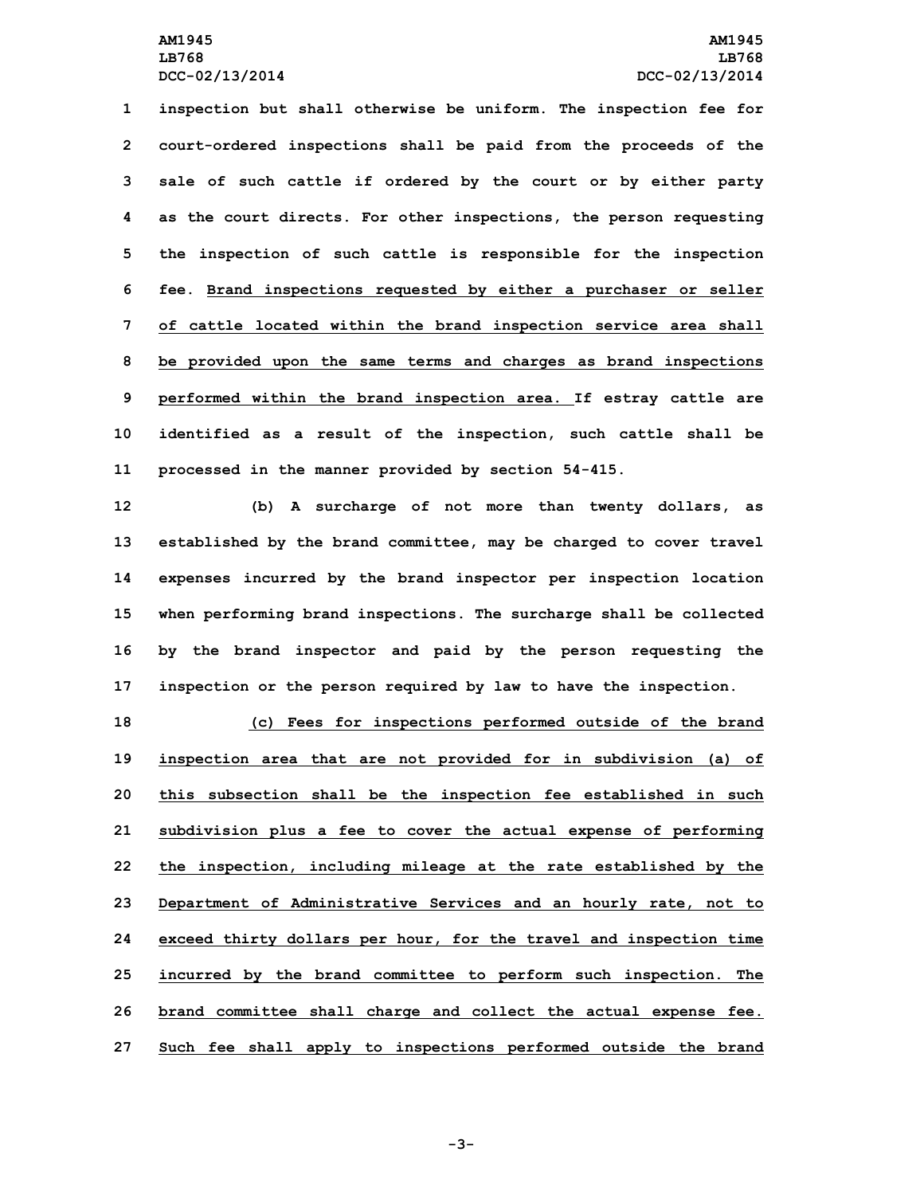inspection but shall otherwise be uniform. The inspection fee for court-ordered inspections shall be paid from the proceeds of the sale of such cattle if ordered by the court or by either party as the court directs. For other inspections, the person requesting the inspection of such cattle is responsible for the inspection fee. Brand inspections requested by either a purchaser or seller of cattle located within the brand inspection service area shall be provided upon the same terms and charges as brand inspections performed within the brand inspection area. If estray cattle are identified as a result of the inspection, such cattle shall be processed in the manner provided by section 54-415.

(b) A surcharge of not more than twenty dollars, as established by the brand committee, may be charged to cover travel expenses incurred by the brand inspector per inspection location when performing brand inspections. The surcharge shall be collected by the brand inspector and paid by the person requesting the inspection or the person required by law to have the inspection.

(c) Fees for inspections performed outside of the brand inspection area that are not provided for in subdivision (a) of this subsection shall be the inspection fee established in such subdivision plus a fee to cover the actual expense of performing the inspection, including mileage at the rate established by the Department of Administrative Services and an hourly rate, not to exceed thirty dollars per hour, for the travel and inspection time incurred by the brand committee to perform such inspection. The brand committee shall charge and collect the actual expense fee. Such fee shall apply to inspections performed outside the brand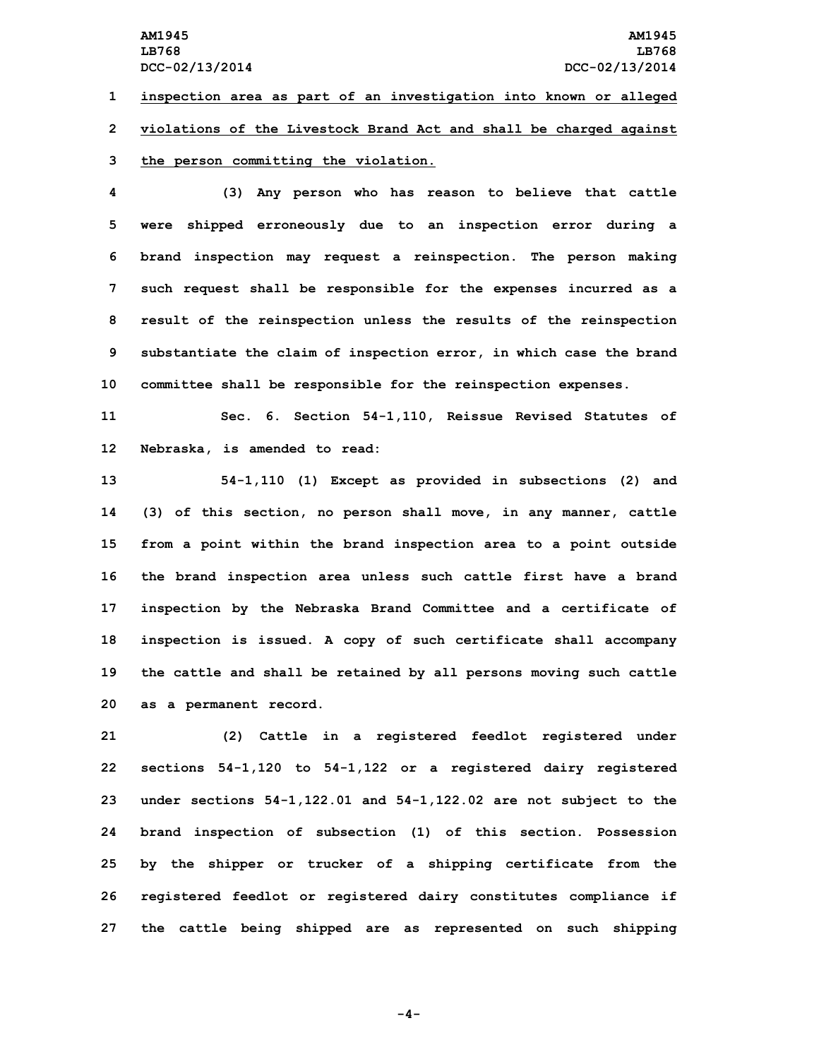inspection area as part of an investigation into known or alleged violations of the Livestock Brand Act and shall be charged against the person committing the violation.

(3) Any person who has reason to believe that cattle were shipped erroneously due to an inspection error during a brand inspection may request a reinspection. The person making such request shall be responsible for the expenses incurred as a result of the reinspection unless the results of the reinspection substantiate the claim of inspection error, in which case the brand committee shall be responsible for the reinspection expenses.

Sec. 6. Section 54-1,110, Reissue Revised Statutes of Nebraska, is amended to read:

54-1,110 (1) Except as provided in subsections (2) and (3) of this section, no person shall move, in any manner, cattle from a point within the brand inspection area to a point outside the brand inspection area unless such cattle first have a brand inspection by the Nebraska Brand Committee and a certificate of inspection is issued. A copy of such certificate shall accompany the cattle and shall be retained by all persons moving such cattle as a permanent record.

(2) Cattle in a registered feedlot registered under sections 54-1,120 to 54-1,122 or a registered dairy registered under sections 54-1,122.01 and 54-1,122.02 are not subject to the brand inspection of subsection (1) of this section. Possession by the shipper or trucker of a shipping certificate from the registered feedlot or registered dairy constitutes compliance if the cattle being shipped are as represented on such shipping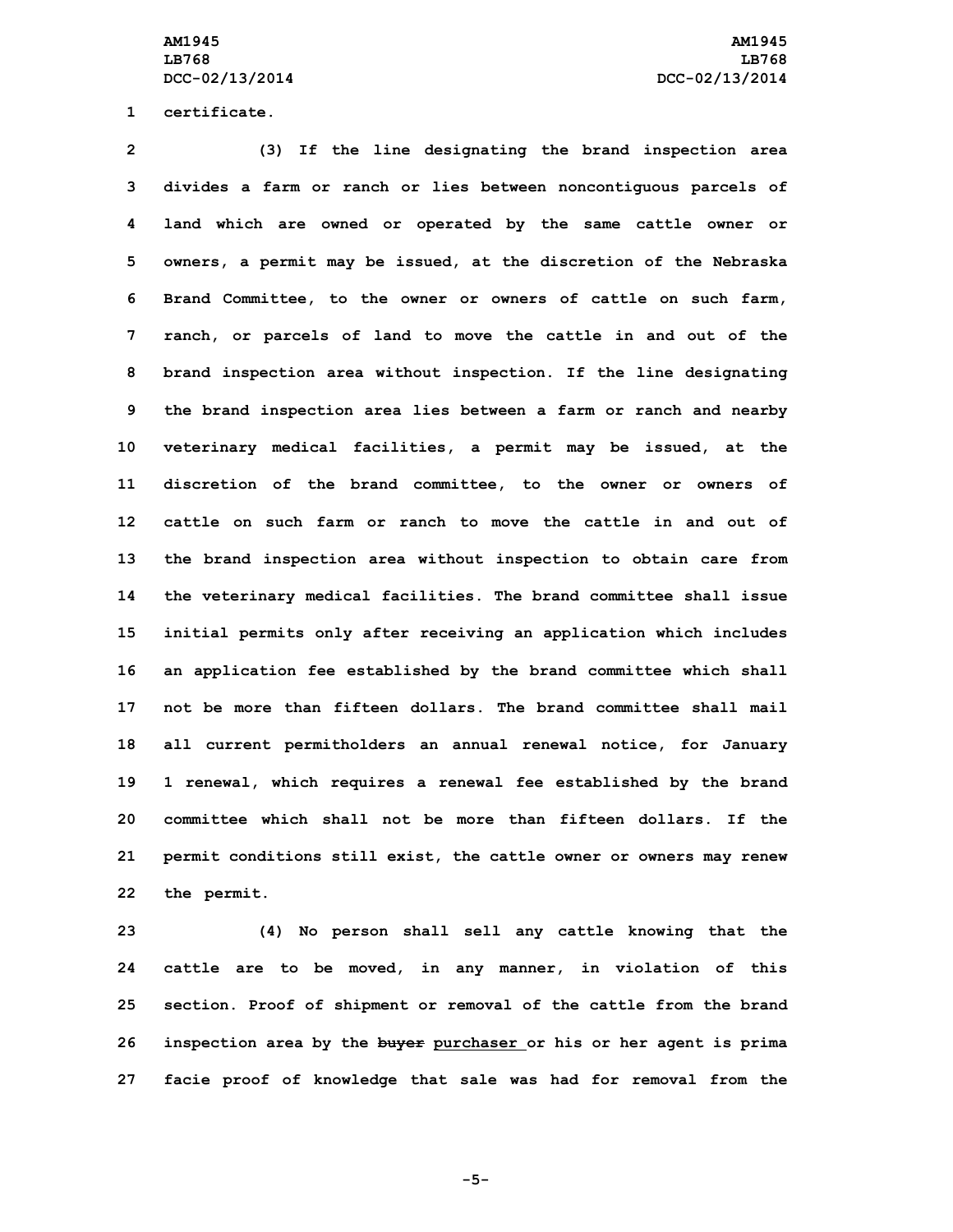certificate.

(3) If the line designating the brand inspection area divides a farm or ranch or lies between noncontiguous parcels of land which are owned or operated by the same cattle owner or owners, a permit may be issued, at the discretion of the Nebraska Brand Committee, to the owner or owners of cattle on such farm, ranch, or parcels of land to move the cattle in and out of the brand inspection area without inspection. If the line designating the brand inspection area lies between a farm or ranch and nearby veterinary medical facilities, a permit may be issued, at the discretion of the brand committee, to the owner or owners of cattle on such farm or ranch to move the cattle in and out of the brand inspection area without inspection to obtain care from the veterinary medical facilities. The brand committee shall issue initial permits only after receiving an application which includes an application fee established by the brand committee which shall not be more than fifteen dollars. The brand committee shall mail all current permitholders an annual renewal notice, for January 1 renewal, which requires a renewal fee established by the brand committee which shall not be more than fifteen dollars. If the permit conditions still exist, the cattle owner or owners may renew the permit.

(4) No person shall sell any cattle knowing that the cattle are to be moved, in any manner, in violation of this section. Proof of shipment or removal of the cattle from the brand inspection area by the ~~buyer~~ purchaser or his or her agent is prima facie proof of knowledge that sale was had for removal from the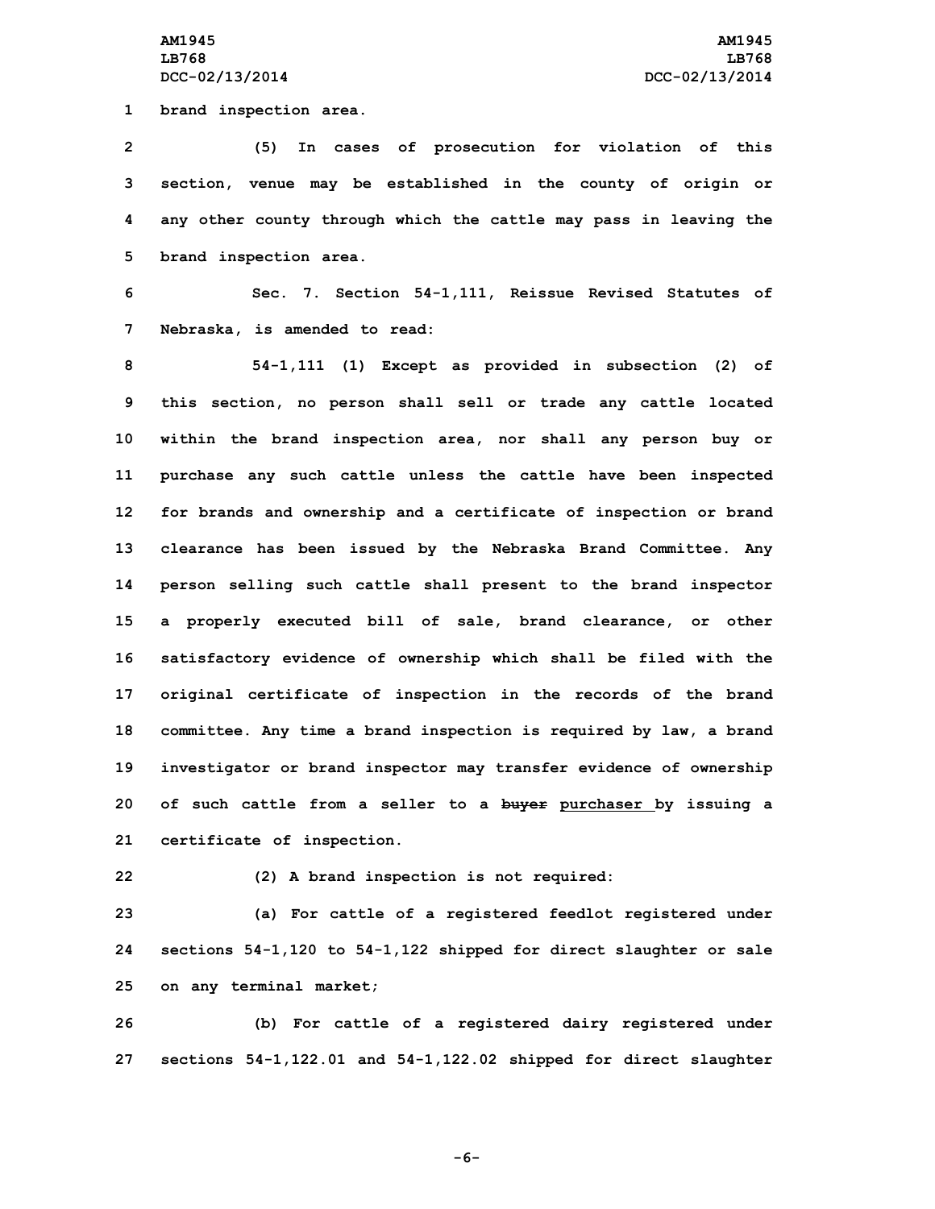brand inspection area.

(5) In cases of prosecution for violation of this section, venue may be established in the county of origin or any other county through which the cattle may pass in leaving the brand inspection area.

Sec. 7. Section 54-1,111, Reissue Revised Statutes of Nebraska, is amended to read:

54-1,111 (1) Except as provided in subsection (2) of this section, no person shall sell or trade any cattle located within the brand inspection area, nor shall any person buy or purchase any such cattle unless the cattle have been inspected for brands and ownership and a certificate of inspection or brand clearance has been issued by the Nebraska Brand Committee. Any person selling such cattle shall present to the brand inspector a properly executed bill of sale, brand clearance, or other satisfactory evidence of ownership which shall be filed with the original certificate of inspection in the records of the brand committee. Any time a brand inspection is required by law, a brand investigator or brand inspector may transfer evidence of ownership of such cattle from a seller to a ~~buyer~~ purchaser by issuing a certificate of inspection.

(2) A brand inspection is not required:

(a) For cattle of a registered feedlot registered under sections 54-1,120 to 54-1,122 shipped for direct slaughter or sale on any terminal market;

(b) For cattle of a registered dairy registered under sections 54-1,122.01 and 54-1,122.02 shipped for direct slaughter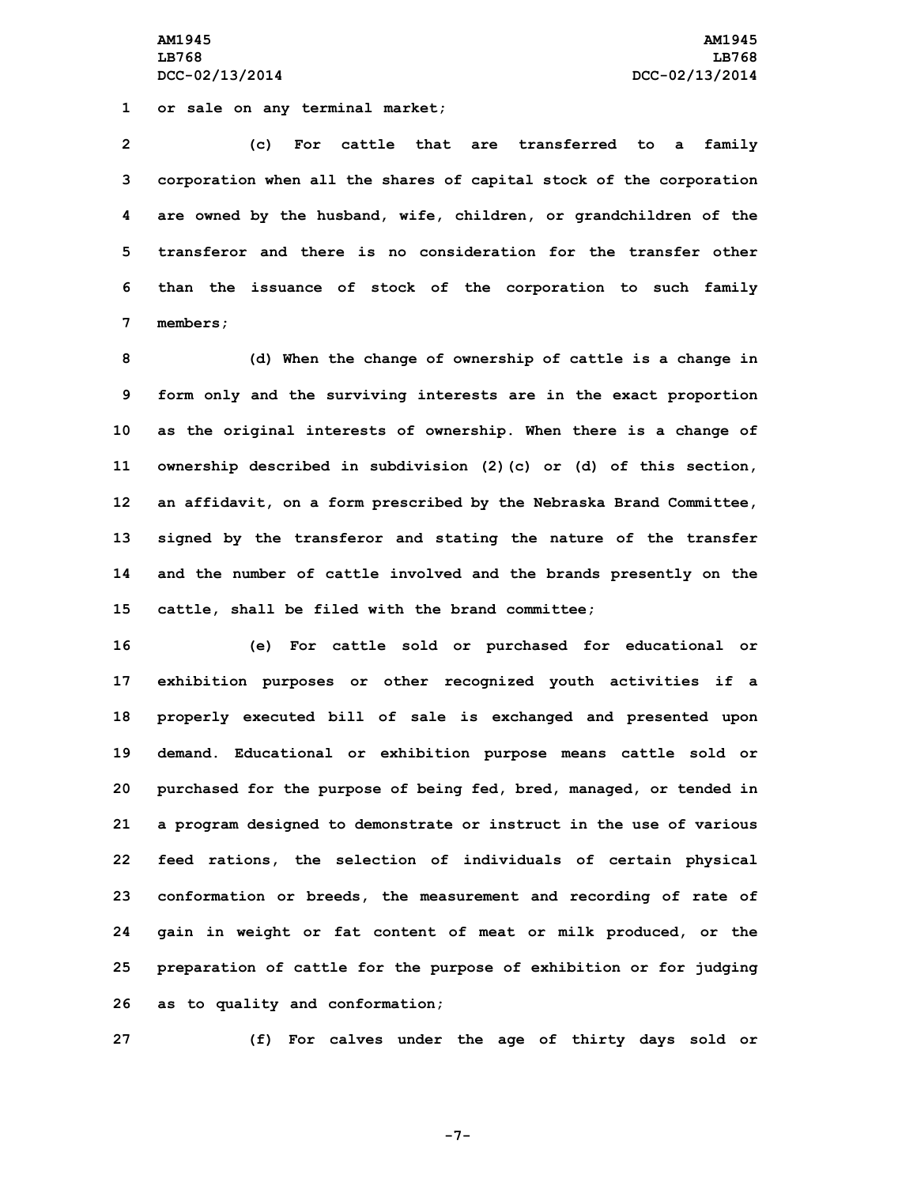or sale on any terminal market;

(c) For cattle that are transferred to a family corporation when all the shares of capital stock of the corporation are owned by the husband, wife, children, or grandchildren of the transferor and there is no consideration for the transfer other than the issuance of stock of the corporation to such family members;

(d) When the change of ownership of cattle is a change in form only and the surviving interests are in the exact proportion as the original interests of ownership. When there is a change of ownership described in subdivision (2)(c) or (d) of this section, an affidavit, on a form prescribed by the Nebraska Brand Committee, signed by the transferor and stating the nature of the transfer and the number of cattle involved and the brands presently on the cattle, shall be filed with the brand committee;

(e) For cattle sold or purchased for educational or exhibition purposes or other recognized youth activities if a properly executed bill of sale is exchanged and presented upon demand. Educational or exhibition purpose means cattle sold or purchased for the purpose of being fed, bred, managed, or tended in a program designed to demonstrate or instruct in the use of various feed rations, the selection of individuals of certain physical conformation or breeds, the measurement and recording of rate of gain in weight or fat content of meat or milk produced, or the preparation of cattle for the purpose of exhibition or for judging as to quality and conformation;

(f) For calves under the age of thirty days sold or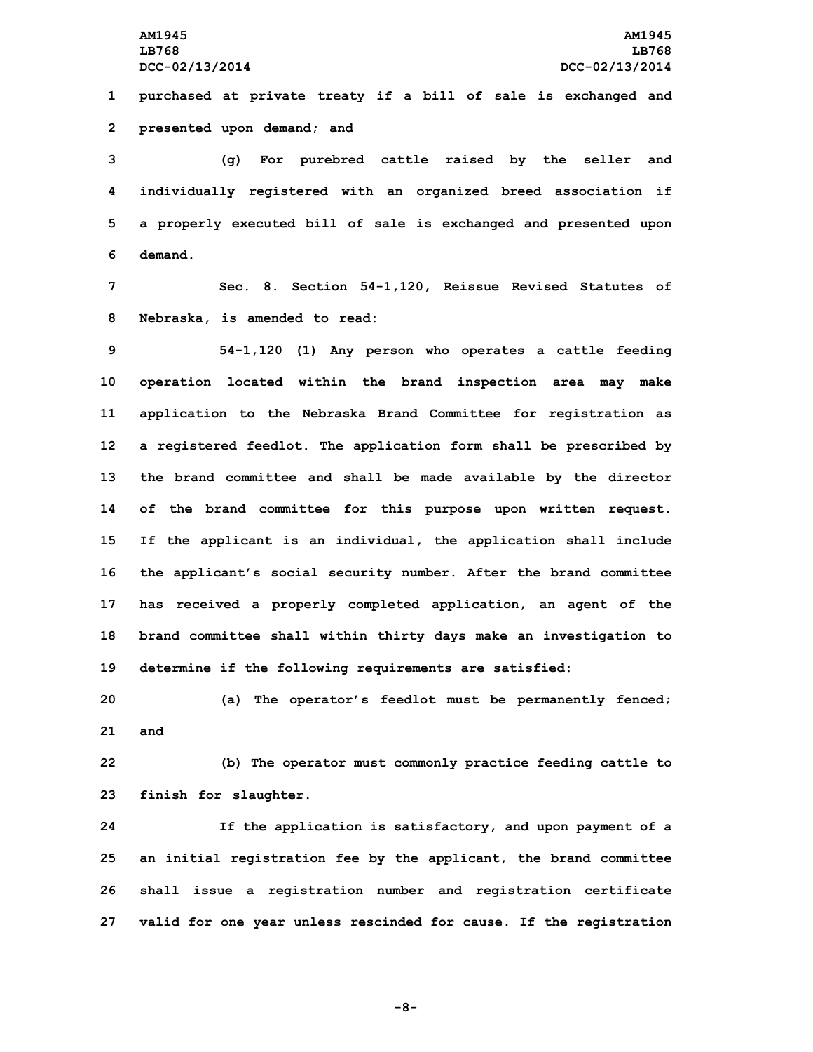purchased at private treaty if a bill of sale is exchanged and presented upon demand; and

(g) For purebred cattle raised by the seller and individually registered with an organized breed association if a properly executed bill of sale is exchanged and presented upon demand.

Sec. 8. Section 54-1,120, Reissue Revised Statutes of Nebraska, is amended to read:

54-1,120 (1) Any person who operates a cattle feeding operation located within the brand inspection area may make application to the Nebraska Brand Committee for registration as a registered feedlot. The application form shall be prescribed by the brand committee and shall be made available by the director of the brand committee for this purpose upon written request. If the applicant is an individual, the application shall include the applicant's social security number. After the brand committee has received a properly completed application, an agent of the brand committee shall within thirty days make an investigation to determine if the following requirements are satisfied:

(a) The operator's feedlot must be permanently fenced; and

(b) The operator must commonly practice feeding cattle to finish for slaughter.

If the application is satisfactory, and upon payment of ~~a~~ an initial registration fee by the applicant, the brand committee shall issue a registration number and registration certificate valid for one year unless rescinded for cause. If the registration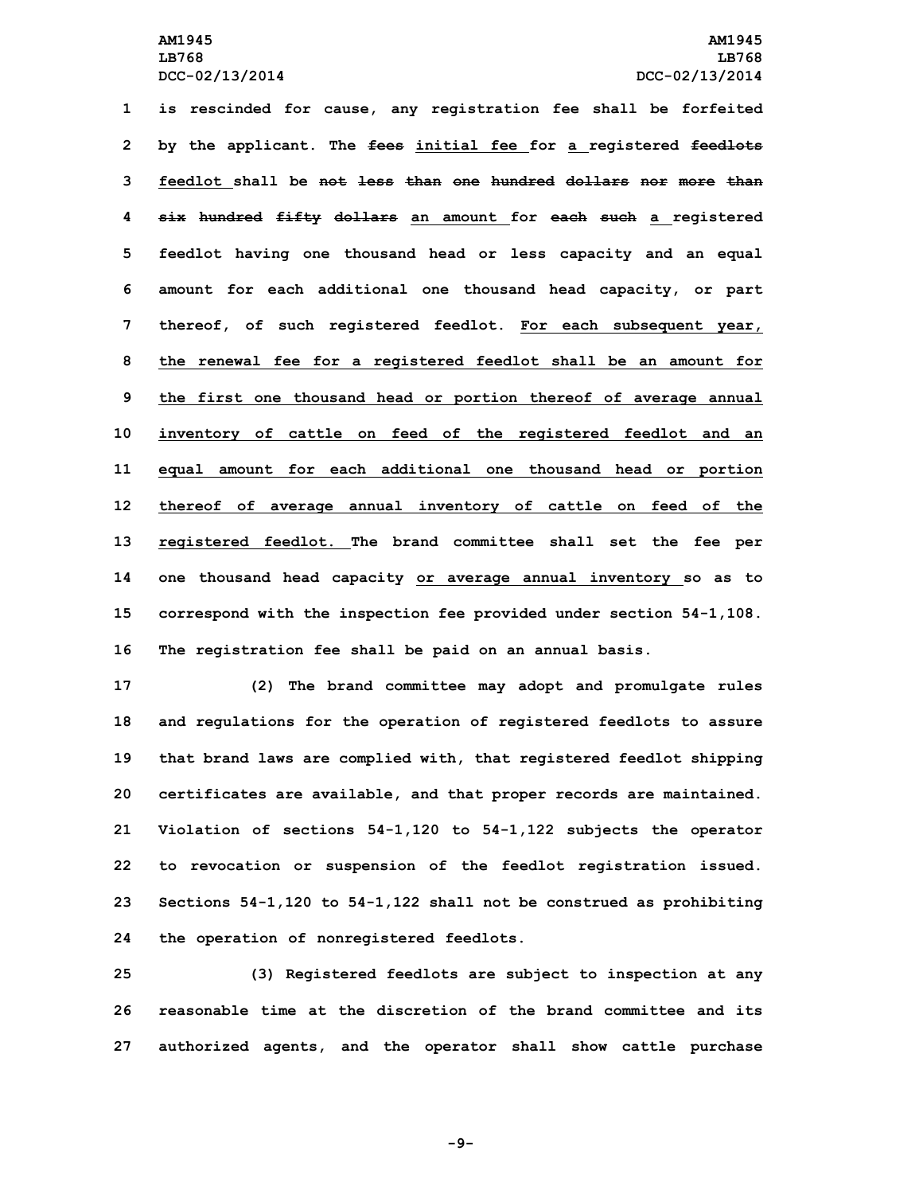is rescinded for cause, any registration fee shall be forfeited by the applicant. The ~~fees~~ initial fee for a registered ~~feedlots~~ feedlot shall be ~~not less than one hundred dollars nor more than six hundred fifty dollars~~ an amount for ~~each such~~ a registered feedlot having one thousand head or less capacity and an equal amount for each additional one thousand head capacity, or part thereof, of such registered feedlot. For each subsequent year, the renewal fee for a registered feedlot shall be an amount for the first one thousand head or portion thereof of average annual inventory of cattle on feed of the registered feedlot and an equal amount for each additional one thousand head or portion thereof of average annual inventory of cattle on feed of the registered feedlot. The brand committee shall set the fee per one thousand head capacity or average annual inventory so as to correspond with the inspection fee provided under section 54-1,108. The registration fee shall be paid on an annual basis.

(2) The brand committee may adopt and promulgate rules and regulations for the operation of registered feedlots to assure that brand laws are complied with, that registered feedlot shipping certificates are available, and that proper records are maintained. Violation of sections 54-1,120 to 54-1,122 subjects the operator to revocation or suspension of the feedlot registration issued. Sections 54-1,120 to 54-1,122 shall not be construed as prohibiting the operation of nonregistered feedlots.

(3) Registered feedlots are subject to inspection at any reasonable time at the discretion of the brand committee and its authorized agents, and the operator shall show cattle purchase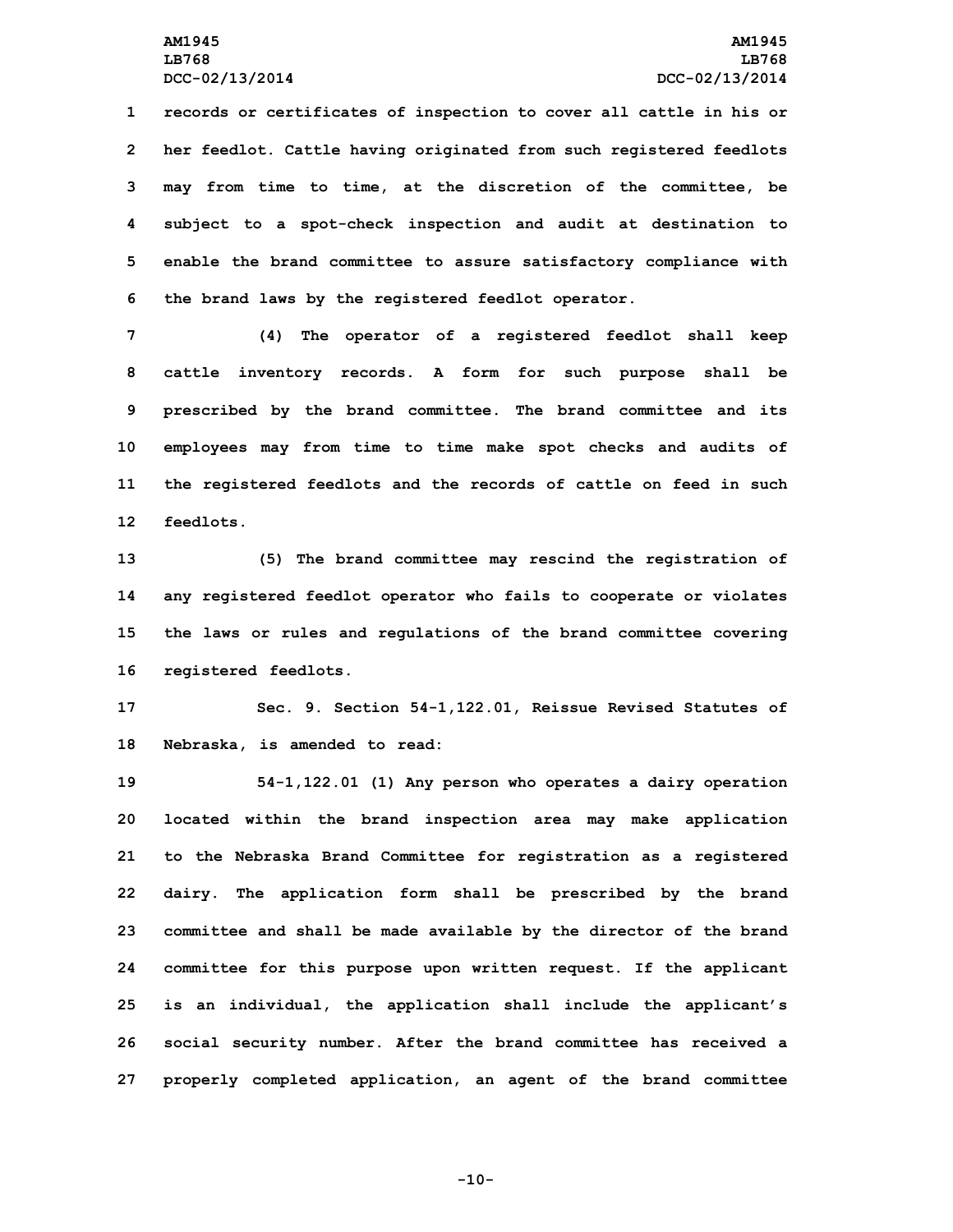records or certificates of inspection to cover all cattle in his or her feedlot. Cattle having originated from such registered feedlots may from time to time, at the discretion of the committee, be subject to a spot-check inspection and audit at destination to enable the brand committee to assure satisfactory compliance with the brand laws by the registered feedlot operator.

(4) The operator of a registered feedlot shall keep cattle inventory records. A form for such purpose shall be prescribed by the brand committee. The brand committee and its employees may from time to time make spot checks and audits of the registered feedlots and the records of cattle on feed in such feedlots.

(5) The brand committee may rescind the registration of any registered feedlot operator who fails to cooperate or violates the laws or rules and regulations of the brand committee covering registered feedlots.

Sec. 9. Section 54-1,122.01, Reissue Revised Statutes of Nebraska, is amended to read:

54-1,122.01 (1) Any person who operates a dairy operation located within the brand inspection area may make application to the Nebraska Brand Committee for registration as a registered dairy. The application form shall be prescribed by the brand committee and shall be made available by the director of the brand committee for this purpose upon written request. If the applicant is an individual, the application shall include the applicant's social security number. After the brand committee has received a properly completed application, an agent of the brand committee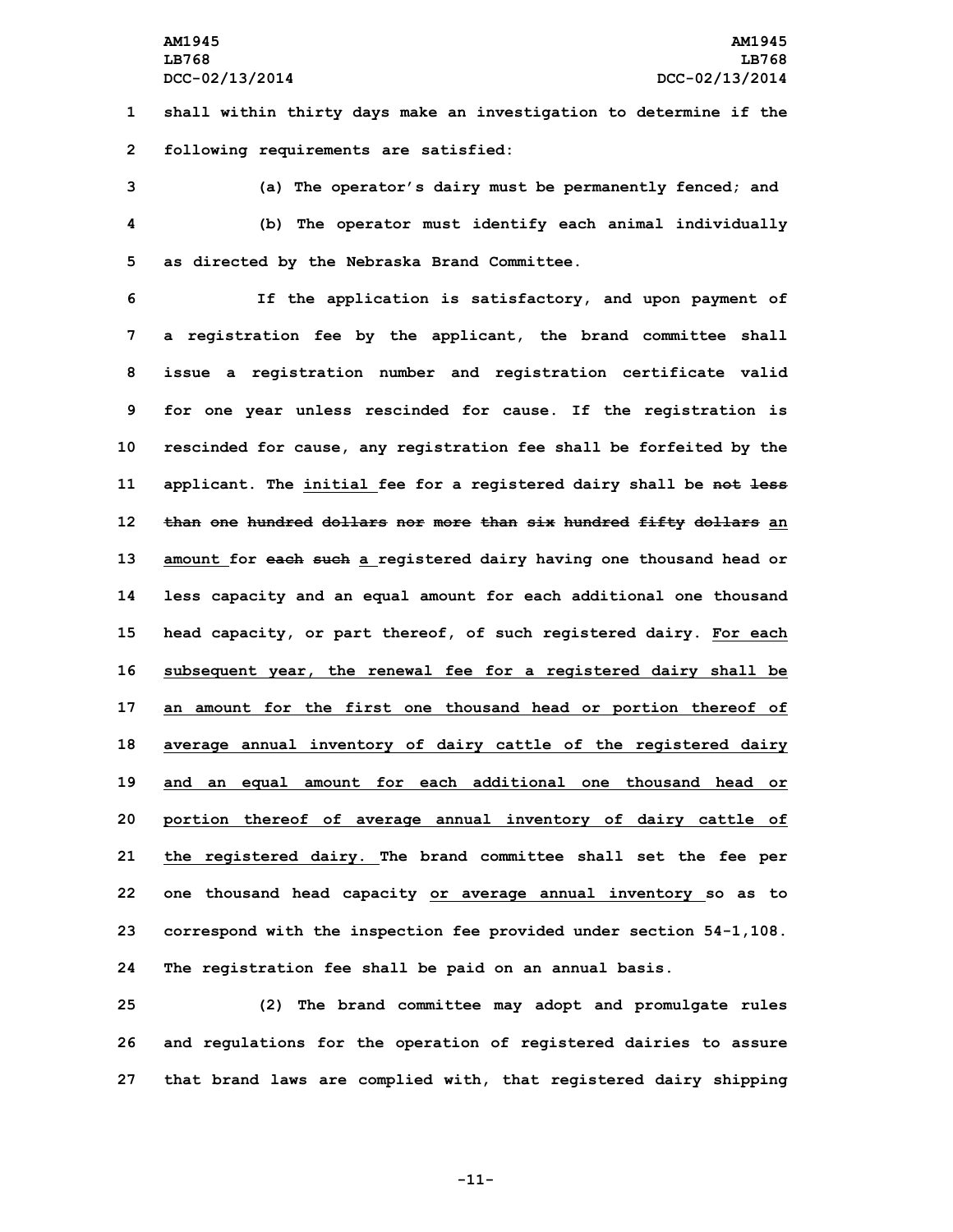shall within thirty days make an investigation to determine if the following requirements are satisfied:

(a) The operator's dairy must be permanently fenced; and

(b) The operator must identify each animal individually as directed by the Nebraska Brand Committee.

If the application is satisfactory, and upon payment of a registration fee by the applicant, the brand committee shall issue a registration number and registration certificate valid for one year unless rescinded for cause. If the registration is rescinded for cause, any registration fee shall be forfeited by the applicant. The <u>initial</u> fee for a registered dairy shall be ~~not less than one hundred dollars nor more than six hundred fifty dollars~~ <u>an amount</u> for ~~each such~~ <u>a</u> registered dairy having one thousand head or less capacity and an equal amount for each additional one thousand head capacity, or part thereof, of such registered dairy. <u>For each subsequent year, the renewal fee for a registered dairy shall be an amount for the first one thousand head or portion thereof of average annual inventory of dairy cattle of the registered dairy and an equal amount for each additional one thousand head or portion thereof of average annual inventory of dairy cattle of the registered dairy.</u> The brand committee shall set the fee per one thousand head capacity <u>or average annual inventory</u> so as to correspond with the inspection fee provided under section 54-1,108. The registration fee shall be paid on an annual basis.

(2) The brand committee may adopt and promulgate rules and regulations for the operation of registered dairies to assure that brand laws are complied with, that registered dairy shipping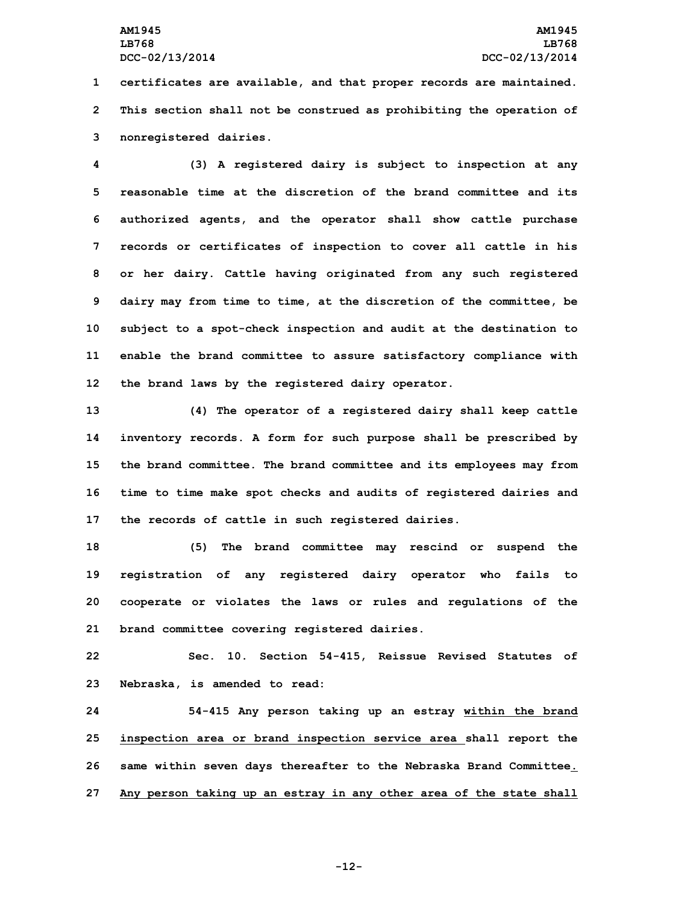certificates are available, and that proper records are maintained. This section shall not be construed as prohibiting the operation of nonregistered dairies.

(3) A registered dairy is subject to inspection at any reasonable time at the discretion of the brand committee and its authorized agents, and the operator shall show cattle purchase records or certificates of inspection to cover all cattle in his or her dairy. Cattle having originated from any such registered dairy may from time to time, at the discretion of the committee, be subject to a spot-check inspection and audit at the destination to enable the brand committee to assure satisfactory compliance with the brand laws by the registered dairy operator.

(4) The operator of a registered dairy shall keep cattle inventory records. A form for such purpose shall be prescribed by the brand committee. The brand committee and its employees may from time to time make spot checks and audits of registered dairies and the records of cattle in such registered dairies.

(5) The brand committee may rescind or suspend the registration of any registered dairy operator who fails to cooperate or violates the laws or rules and regulations of the brand committee covering registered dairies.

Sec. 10. Section 54-415, Reissue Revised Statutes of Nebraska, is amended to read:

54-415 Any person taking up an estray <u>within the brand inspection area or brand inspection service area</u> shall report the same within seven days thereafter to the Nebraska Brand Committee<u>. Any person taking up an estray in any other area of the state shall</u>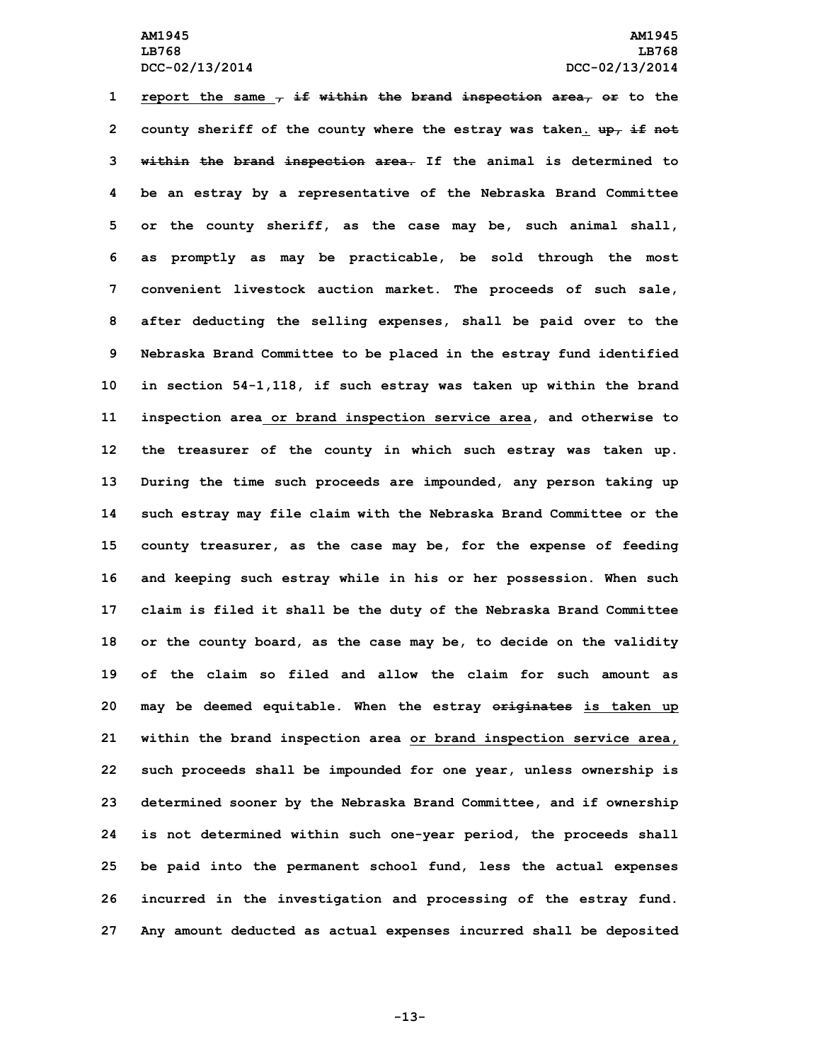report the same , if within the brand inspection area, or to the county sheriff of the county where the estray was taken. up, if not within the brand inspection area. If the animal is determined to be an estray by a representative of the Nebraska Brand Committee or the county sheriff, as the case may be, such animal shall, as promptly as may be practicable, be sold through the most convenient livestock auction market. The proceeds of such sale, after deducting the selling expenses, shall be paid over to the Nebraska Brand Committee to be placed in the estray fund identified in section 54-1,118, if such estray was taken up within the brand inspection area or brand inspection service area, and otherwise to the treasurer of the county in which such estray was taken up. During the time such proceeds are impounded, any person taking up such estray may file claim with the Nebraska Brand Committee or the county treasurer, as the case may be, for the expense of feeding and keeping such estray while in his or her possession. When such claim is filed it shall be the duty of the Nebraska Brand Committee or the county board, as the case may be, to decide on the validity of the claim so filed and allow the claim for such amount as may be deemed equitable. When the estray originates is taken up within the brand inspection area or brand inspection service area, such proceeds shall be impounded for one year, unless ownership is determined sooner by the Nebraska Brand Committee, and if ownership is not determined within such one-year period, the proceeds shall be paid into the permanent school fund, less the actual expenses incurred in the investigation and processing of the estray fund. Any amount deducted as actual expenses incurred shall be deposited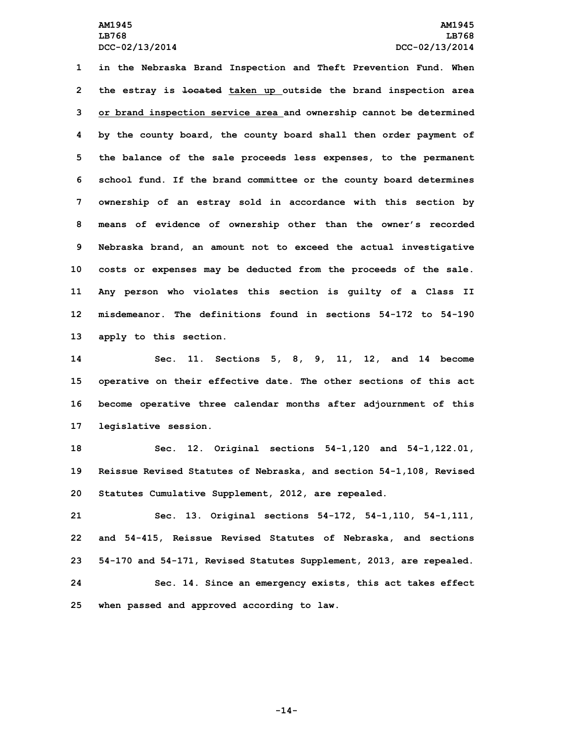in the Nebraska Brand Inspection and Theft Prevention Fund. When the estray is ~~located~~ taken up outside the brand inspection area or brand inspection service area and ownership cannot be determined by the county board, the county board shall then order payment of the balance of the sale proceeds less expenses, to the permanent school fund. If the brand committee or the county board determines ownership of an estray sold in accordance with this section by means of evidence of ownership other than the owner's recorded Nebraska brand, an amount not to exceed the actual investigative costs or expenses may be deducted from the proceeds of the sale. Any person who violates this section is guilty of a Class II misdemeanor. The definitions found in sections 54-172 to 54-190 apply to this section.

Sec. 11. Sections 5, 8, 9, 11, 12, and 14 become operative on their effective date. The other sections of this act become operative three calendar months after adjournment of this legislative session.

Sec. 12. Original sections 54-1,120 and 54-1,122.01, Reissue Revised Statutes of Nebraska, and section 54-1,108, Revised Statutes Cumulative Supplement, 2012, are repealed.

Sec. 13. Original sections 54-172, 54-1,110, 54-1,111, and 54-415, Reissue Revised Statutes of Nebraska, and sections 54-170 and 54-171, Revised Statutes Supplement, 2013, are repealed.

Sec. 14. Since an emergency exists, this act takes effect when passed and approved according to law.